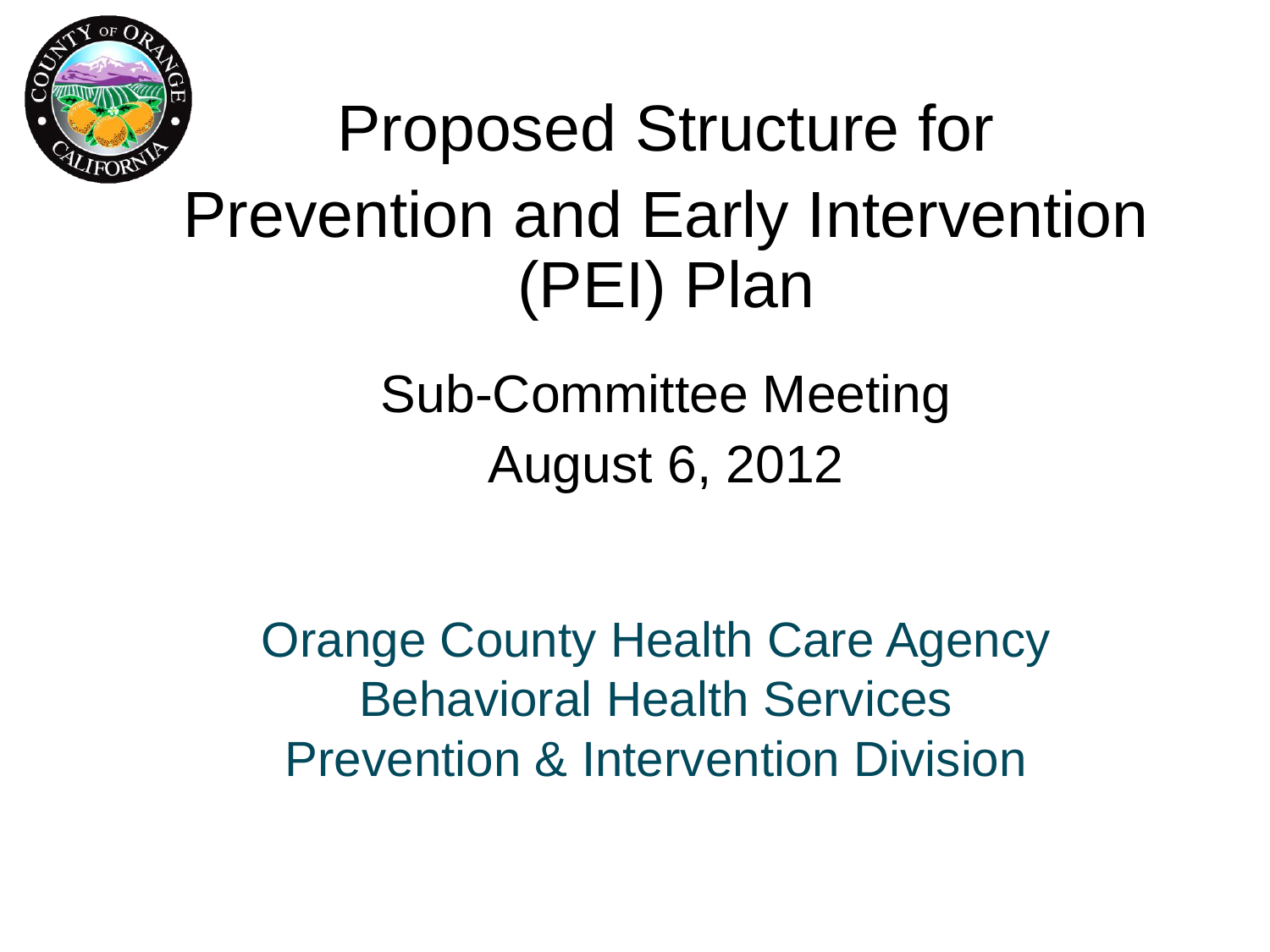# Proposed Structure for Prevention and Early Intervention (PEI) Plan

## Sub-Committee Meeting
## August 6, 2012

Orange County Health Care Agency
Behavioral Health Services
Prevention & Intervention Division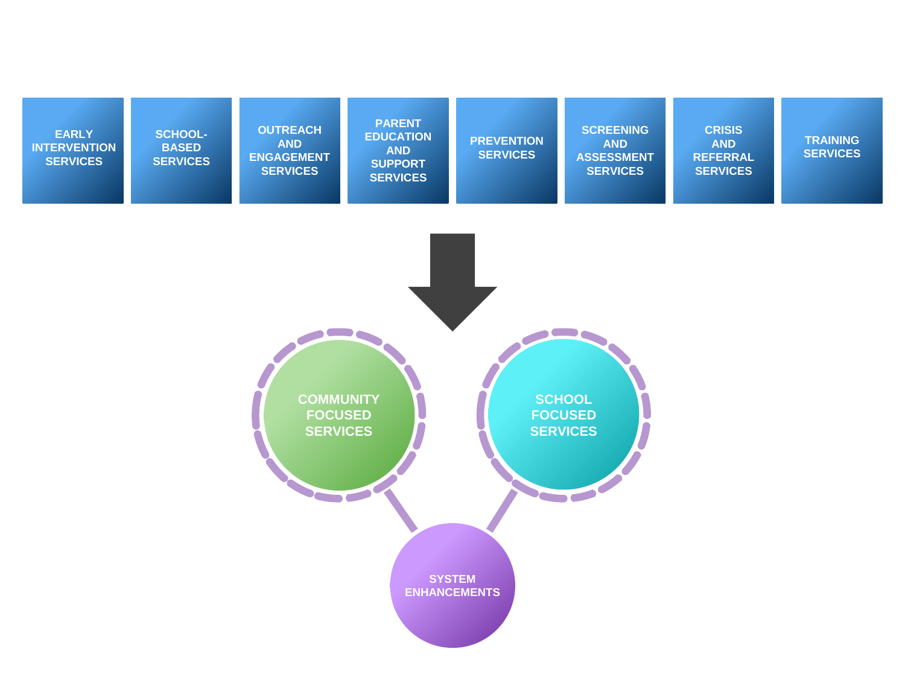EARLY INTERVENTION SERVICES

SCHOOL-BASED SERVICES

OUTREACH AND ENGAGEMENT SERVICES

PARENT EDUCATION AND SUPPORT SERVICES

PREVENTION SERVICES

SCREENING AND ASSESSMENT SERVICES

CRISIS AND REFERRAL SERVICES

TRAINING SERVICES

COMMUNITY FOCUSED SERVICES

SCHOOL FOCUSED SERVICES

SYSTEM ENHANCEMENTS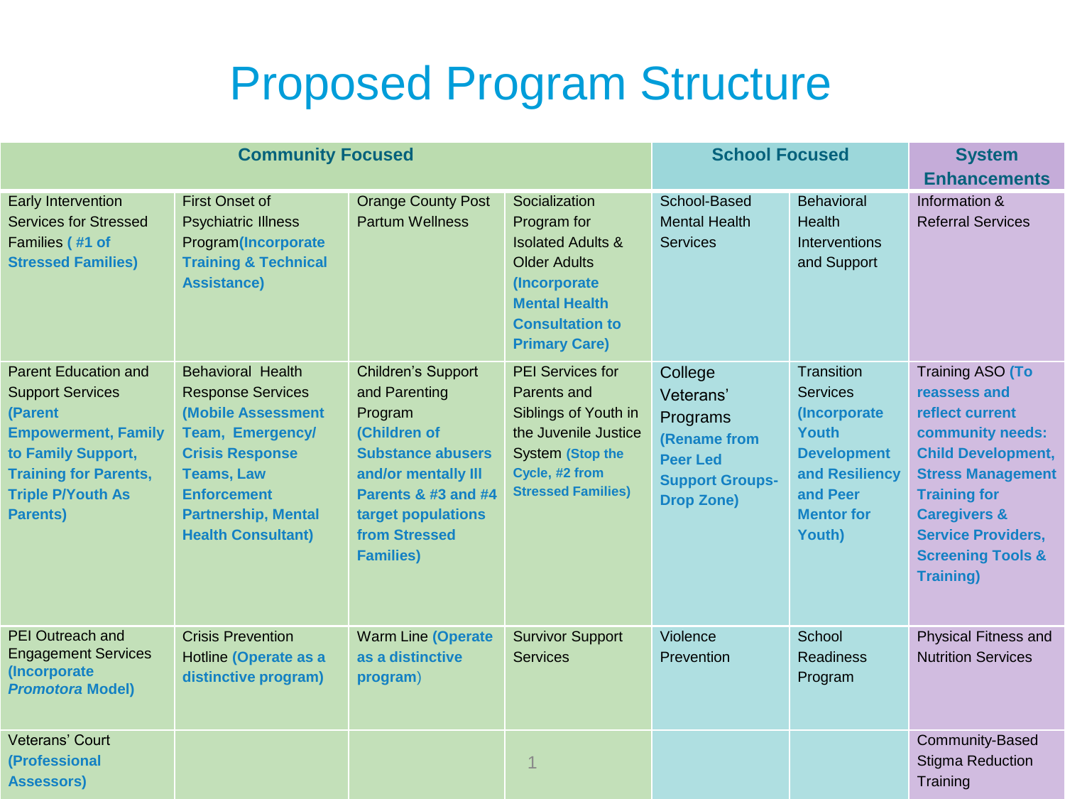# Proposed Program Structure

| Community Focused | | | | School Focused | | System Enhancements |
|---|---|---|---|---|---|---|
| Early Intervention Services for Stressed Families **( #1 of Stressed Families)** | First Onset of Psychiatric Illness Program**(Incorporate Training & Technical Assistance)** | Orange County Post Partum Wellness | Socialization Program for Isolated Adults & Older Adults **(Incorporate Mental Health Consultation to Primary Care)** | School-Based Mental Health Services | Behavioral Health Interventions and Support | Information & Referral Services |
| Parent Education and Support Services **(Parent Empowerment, Family to Family Support, Training for Parents, Triple P/Youth As Parents)** | Behavioral Health Response Services **(Mobile Assessment Team, Emergency/ Crisis Response Teams, Law Enforcement Partnership, Mental Health Consultant)** | Children's Support and Parenting Program **(Children of Substance abusers and/or mentally Ill Parents & #3 and #4 target populations from Stressed Families)** | PEI Services for Parents and Siblings of Youth in the Juvenile Justice System **(Stop the Cycle, #2 from Stressed Families)** | College Veterans' Programs **(Rename from Peer Led Support Groups-Drop Zone)** | Transition Services **(Incorporate Youth Development and Resiliency and Peer Mentor for Youth)** | Training ASO **(To reassess and reflect current community needs: Child Development, Stress Management Training for Caregivers & Service Providers, Screening Tools & Training)** |
| PEI Outreach and Engagement Services **(Incorporate *Promotora* Model)** | Crisis Prevention Hotline **(Operate as a distinctive program)** | Warm Line **(Operate as a distinctive program)** | Survivor Support Services | Violence Prevention | School Readiness Program | Physical Fitness and Nutrition Services |
| Veterans' Court **(Professional Assessors)** | | | | | | Community-Based Stigma Reduction Training |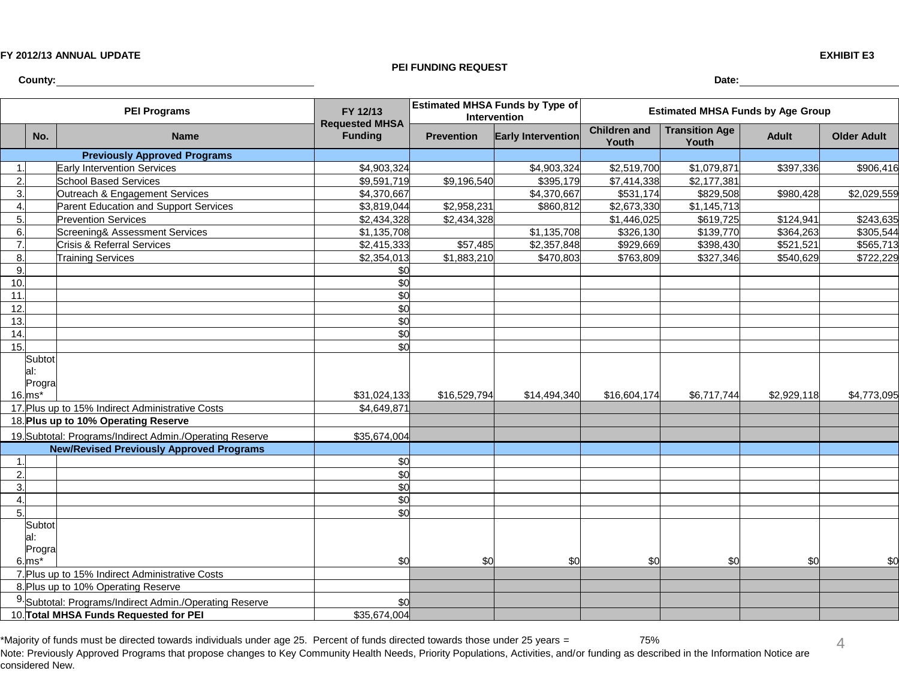**FY 2012/13 ANNUAL UPDATE** **EXHIBIT E3**

**PEI FUNDING REQUEST**

**County:** ______________________ **Date:** ______________________

| | **PEI Programs** | | **FY 12/13 Requested MHSA Funding** | **Estimated MHSA Funds by Type of Intervention** | | **Estimated MHSA Funds by Age Group** | | | |
|---|---|---|---|---|---|---|---|---|---|
| | **No.** | **Name** | | **Prevention** | **Early Intervention** | **Children and Youth** | **Transition Age Youth** | **Adult** | **Older Adult** |
| | | **Previously Approved Programs** | | | | | | | |
| 1. | | Early Intervention Services | $4,903,324 | | $4,903,324 | $2,519,700 | $1,079,871 | $397,336 | $906,416 |
| 2. | | School Based Services | $9,591,719 | $9,196,540 | $395,179 | $7,414,338 | $2,177,381 | | |
| 3. | | Outreach & Engagement Services | $4,370,667 | | $4,370,667 | $531,174 | $829,508 | $980,428 | $2,029,559 |
| 4. | | Parent Education and Support Services | $3,819,044 | $2,958,231 | $860,812 | $2,673,330 | $1,145,713 | | |
| 5. | | Prevention Services | $2,434,328 | $2,434,328 | | $1,446,025 | $619,725 | $124,941 | $243,635 |
| 6. | | Screening& Assessment Services | $1,135,708 | | $1,135,708 | $326,130 | $139,770 | $364,263 | $305,544 |
| 7. | | Crisis & Referral Services | $2,415,333 | $57,485 | $2,357,848 | $929,669 | $398,430 | $521,521 | $565,713 |
| 8. | | Training Services | $2,354,013 | $1,883,210 | $470,803 | $763,809 | $327,346 | $540,629 | $722,229 |
| 9. | | | $0 | | | | | | |
| 10. | | | $0 | | | | | | |
| 11. | | | $0 | | | | | | |
| 12. | | | $0 | | | | | | |
| 13. | | | $0 | | | | | | |
| 14. | | | $0 | | | | | | |
| 15. | | | $0 | | | | | | |
| 16. | Subtotal: Programs* | | $31,024,133 | $16,529,794 | $14,494,340 | $16,604,174 | $6,717,744 | $2,929,118 | $4,773,095 |
| 17. | Plus up to 15% Indirect Administrative Costs | | $4,649,871 | | | | | | |
| 18. | **Plus up to 10% Operating Reserve** | | | | | | | | |
| 19. | Subtotal: Programs/Indirect Admin./Operating Reserve | | $35,674,004 | | | | | | |
| | | **New/Revised Previously Approved Programs** | | | | | | | |
| 1. | | | $0 | | | | | | |
| 2. | | | $0 | | | | | | |
| 3. | | | $0 | | | | | | |
| 4. | | | $0 | | | | | | |
| 5. | | | $0 | | | | | | |
| 6. | Subtotal: Programs* | | $0 | $0 | $0 | $0 | $0 | $0 | $0 |
| 7. | Plus up to 15% Indirect Administrative Costs | | | | | | | | |
| 8. | Plus up to 10% Operating Reserve | | | | | | | | |
| 9. | Subtotal: Programs/Indirect Admin./Operating Reserve | | $0 | | | | | | |
| 10. | **Total MHSA Funds Requested for PEI** | | $35,674,004 | | | | | | |

*Majority of funds must be directed towards individuals under age 25. Percent of funds directed towards those under 25 years = 75%

Note: Previously Approved Programs that propose changes to Key Community Health Needs, Priority Populations, Activities, and/or funding as described in the Information Notice are considered New.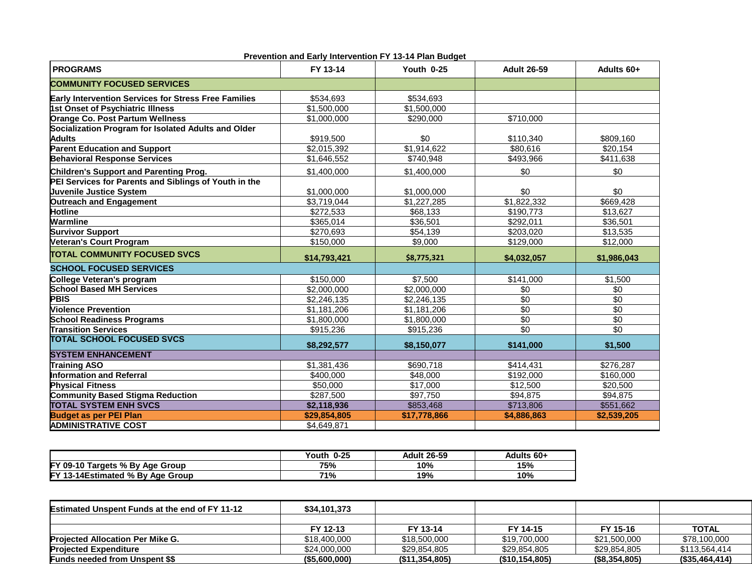### Prevention and Early Intervention FY 13-14 Plan Budget

| PROGRAMS | FY 13-14 | Youth 0-25 | Adult 26-59 | Adults 60+ |
|---|---|---|---|---|
| **COMMUNITY FOCUSED SERVICES** | | | | |
| **Early Intervention Services for Stress Free Families** | $534,693 | $534,693 | | |
| **1st Onset of Psychiatric Illness** | $1,500,000 | $1,500,000 | | |
| **Orange Co. Post Partum Wellness** | $1,000,000 | $290,000 | $710,000 | |
| **Socialization Program for Isolated Adults and Older Adults** | $919,500 | $0 | $110,340 | $809,160 |
| **Parent Education and Support** | $2,015,392 | $1,914,622 | $80,616 | $20,154 |
| **Behavioral Response Services** | $1,646,552 | $740,948 | $493,966 | $411,638 |
| **Children's Support and Parenting Prog.** | $1,400,000 | $1,400,000 | $0 | $0 |
| **PEI Services for Parents and Siblings of Youth in the Juvenile Justice System** | $1,000,000 | $1,000,000 | $0 | $0 |
| **Outreach and Engagement** | $3,719,044 | $1,227,285 | $1,822,332 | $669,428 |
| **Hotline** | $272,533 | $68,133 | $190,773 | $13,627 |
| **Warmline** | $365,014 | $36,501 | $292,011 | $36,501 |
| **Survivor Support** | $270,693 | $54,139 | $203,020 | $13,535 |
| **Veteran's Court Program** | $150,000 | $9,000 | $129,000 | $12,000 |
| **TOTAL COMMUNITY FOCUSED SVCS** | **$14,793,421** | **$8,775,321** | **$4,032,057** | **$1,986,043** |
| **SCHOOL FOCUSED SERVICES** | | | | |
| **College Veteran's program** | $150,000 | $7,500 | $141,000 | $1,500 |
| **School Based MH Services** | $2,000,000 | $2,000,000 | $0 | $0 |
| **PBIS** | $2,246,135 | $2,246,135 | $0 | $0 |
| **Violence Prevention** | $1,181,206 | $1,181,206 | $0 | $0 |
| **School Readiness Programs** | $1,800,000 | $1,800,000 | $0 | $0 |
| **Transition Services** | $915,236 | $915,236 | $0 | $0 |
| **TOTAL SCHOOL FOCUSED SVCS** | **$8,292,577** | **$8,150,077** | **$141,000** | **$1,500** |
| **SYSTEM ENHANCEMENT** | | | | |
| **Training ASO** | $1,381,436 | $690,718 | $414,431 | $276,287 |
| **Information and Referral** | $400,000 | $48,000 | $192,000 | $160,000 |
| **Physical Fitness** | $50,000 | $17,000 | $12,500 | $20,500 |
| **Community Based Stigma Reduction** | $287,500 | $97,750 | $94,875 | $94,875 |
| **TOTAL SYSTEM ENH SVCS** | **$2,118,936** | $853,468 | $713,806 | $551,662 |
| **Budget as per PEI Plan** | **$29,854,805** | **$17,778,866** | **$4,886,863** | **$2,539,205** |
| **ADMINISTRATIVE COST** | $4,649,871 | | | |

| | Youth 0-25 | Adult 26-59 | Adults 60+ |
|---|---|---|---|
| **FY 09-10 Targets % By Age Group** | **75%** | **10%** | **15%** |
| **FY 13-14Estimated % By Age Group** | **71%** | **19%** | **10%** |

| **Estimated Unspent Funds at the end of FY 11-12** | **$34,101,373** | | | | |
|---|---|---|---|---|---|
| | | | | | |
| | **FY 12-13** | **FY 13-14** | **FY 14-15** | **FY 15-16** | **TOTAL** |
| **Projected Allocation Per Mike G.** | $18,400,000 | $18,500,000 | $19,700,000 | $21,500,000 | $78,100,000 |
| **Projected Expenditure** | $24,000,000 | $29,854,805 | $29,854,805 | $29,854,805 | $113,564,414 |
| **Funds needed from Unspent $$** | **($5,600,000)** | **($11,354,805)** | **($10,154,805)** | **($8,354,805)** | **($35,464,414)** |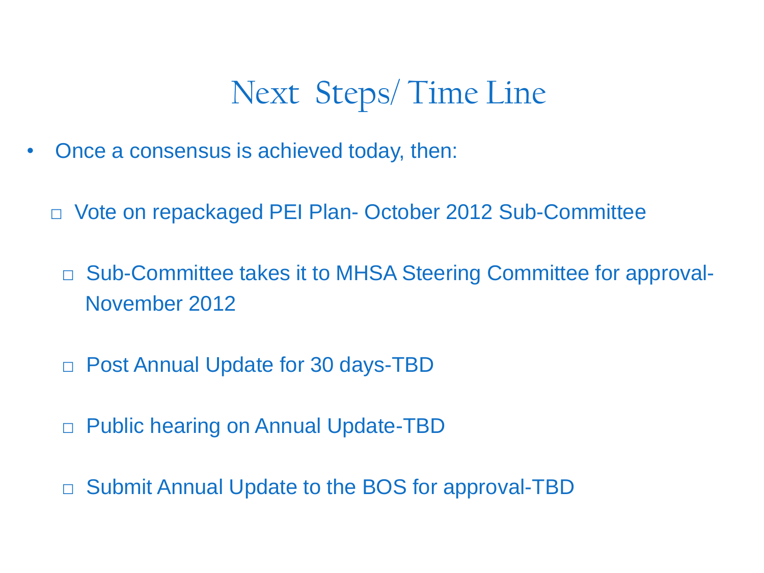# Next Steps/ Time Line

- Once a consensus is achieved today, then:
  - Vote on repackaged PEI Plan- October 2012 Sub-Committee
    - Sub-Committee takes it to MHSA Steering Committee for approval-November 2012
    - Post Annual Update for 30 days-TBD
    - Public hearing on Annual Update-TBD
    - Submit Annual Update to the BOS for approval-TBD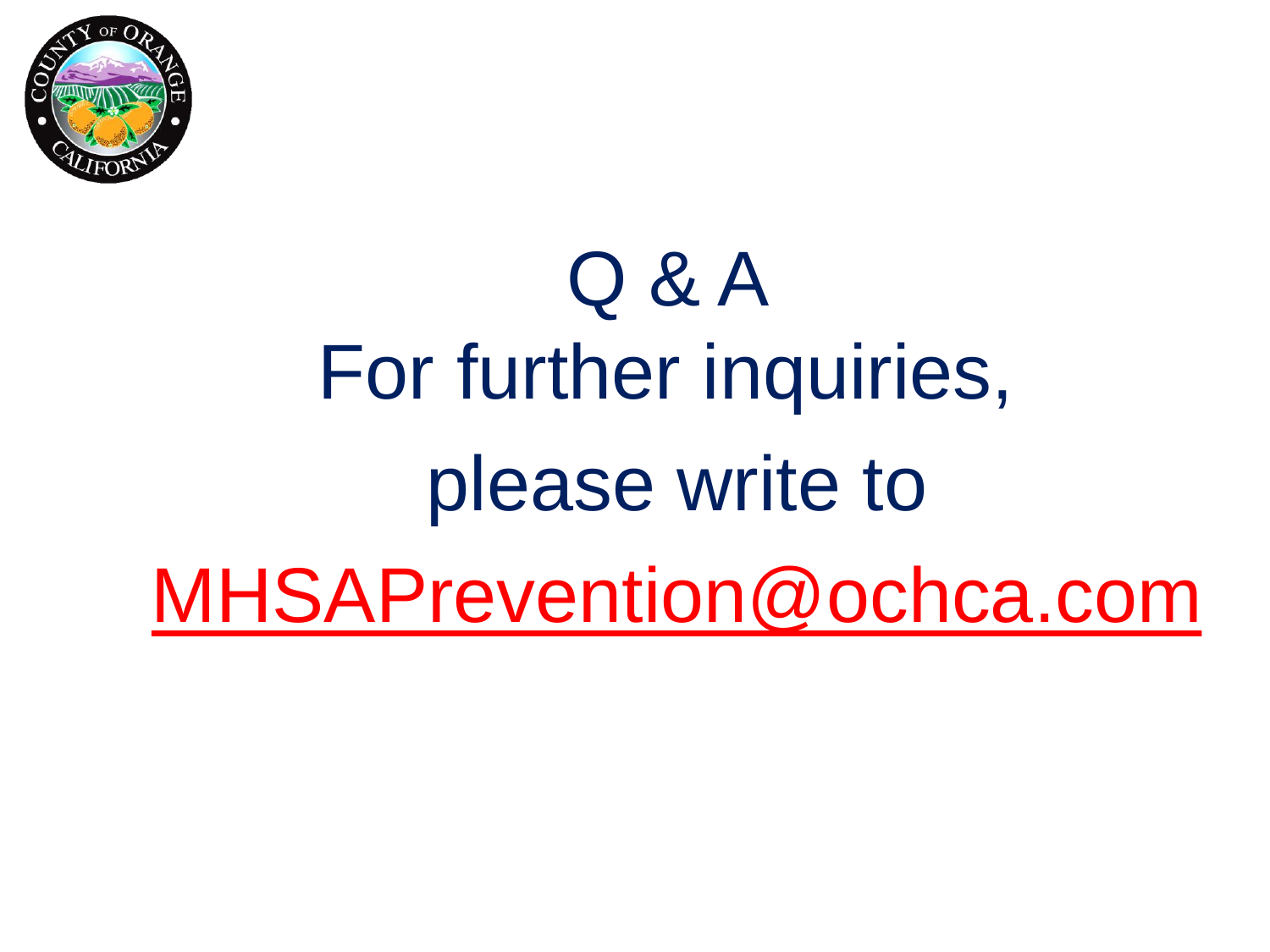# Q & A

For further inquiries,

please write to

MHSAPrevention@ochca.com